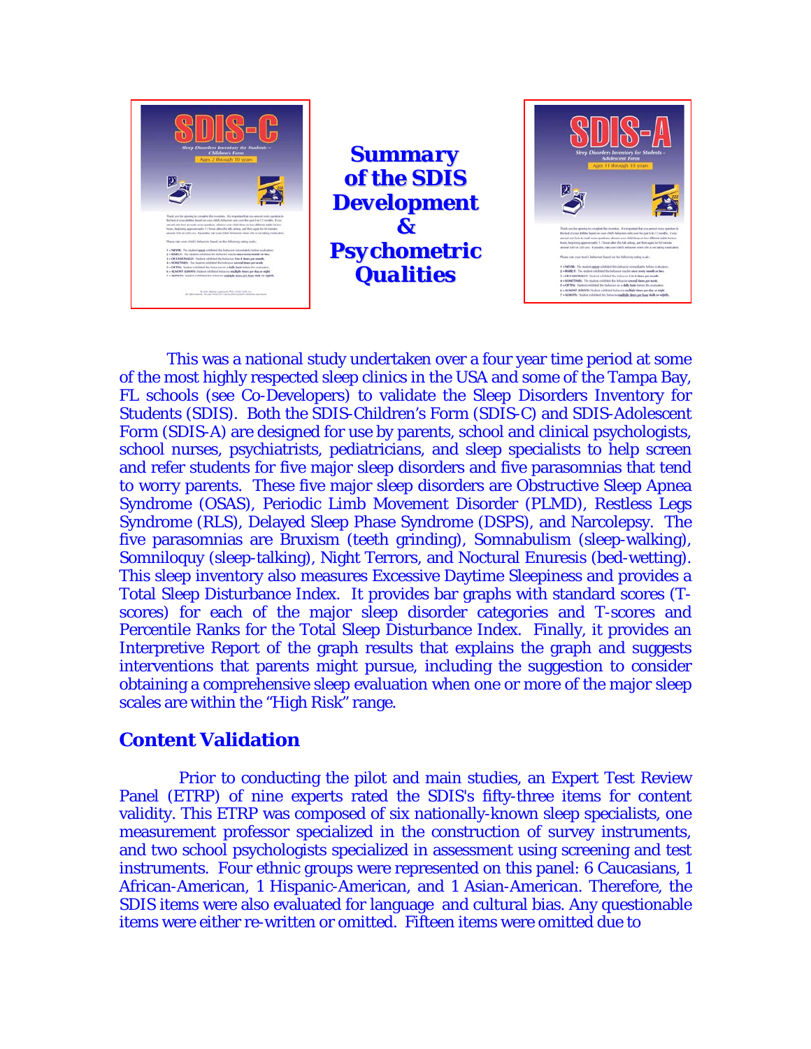# Summary of the SDIS Development & Psychometric Qualities

This was a national study undertaken over a four year time period at some of the most highly respected sleep clinics in the USA and some of the Tampa Bay, FL schools (see Co-Developers) to validate the Sleep Disorders Inventory for Students (SDIS). Both the SDIS-Children's Form (SDIS-C) and SDIS-Adolescent Form (SDIS-A) are designed for use by parents, school and clinical psychologists, school nurses, psychiatrists, pediatricians, and sleep specialists to help screen and refer students for five major sleep disorders and five parasomnias that tend to worry parents. These five major sleep disorders are Obstructive Sleep Apnea Syndrome (OSAS), Periodic Limb Movement Disorder (PLMD), Restless Legs Syndrome (RLS), Delayed Sleep Phase Syndrome (DSPS), and Narcolepsy. The five parasomnias are Bruxism (teeth grinding), Somnabulism (sleep-walking), Somniloquy (sleep-talking), Night Terrors, and Noctural Enuresis (bed-wetting). This sleep inventory also measures Excessive Daytime Sleepiness and provides a Total Sleep Disturbance Index. It provides bar graphs with standard scores (T-scores) for each of the major sleep disorder categories and T-scores and Percentile Ranks for the Total Sleep Disturbance Index. Finally, it provides an Interpretive Report of the graph results that explains the graph and suggests interventions that parents might pursue, including the suggestion to consider obtaining a comprehensive sleep evaluation when one or more of the major sleep scales are within the "High Risk" range.

## Content Validation

Prior to conducting the pilot and main studies, an Expert Test Review Panel (ETRP) of nine experts rated the SDIS's fifty-three items for content validity. This ETRP was composed of six nationally-known sleep specialists, one measurement professor specialized in the construction of survey instruments, and two school psychologists specialized in assessment using screening and test instruments. Four ethnic groups were represented on this panel: 6 Caucasians, 1 African-American, 1 Hispanic-American, and 1 Asian-American. Therefore, the SDIS items were also evaluated for language and cultural bias. Any questionable items were either re-written or omitted. Fifteen items were omitted due to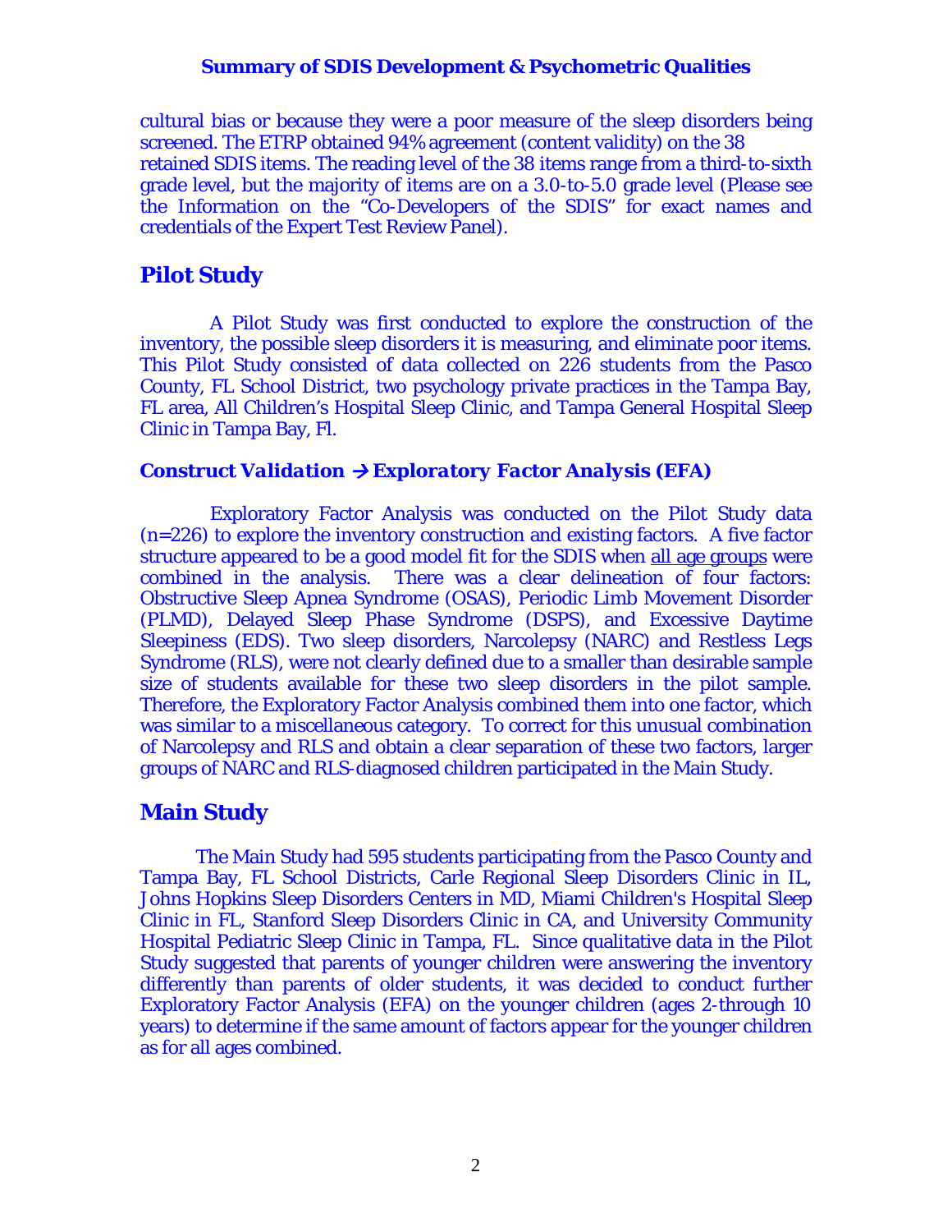cultural bias or because they were a poor measure of the sleep disorders being screened. The ETRP obtained 94% agreement (content validity) on the 38 retained SDIS items. The reading level of the 38 items range from a third-to-sixth grade level, but the majority of items are on a 3.0-to-5.0 grade level (Please see the Information on the "Co-Developers of the SDIS" for exact names and credentials of the Expert Test Review Panel).

## Pilot Study

A Pilot Study was first conducted to explore the construction of the inventory, the possible sleep disorders it is measuring, and eliminate poor items. This Pilot Study consisted of data collected on 226 students from the Pasco County, FL School District, two psychology private practices in the Tampa Bay, FL area, All Children's Hospital Sleep Clinic, and Tampa General Hospital Sleep Clinic in Tampa Bay, Fl.

### *Construct Validation → Exploratory Factor Analysis (EFA)*

Exploratory Factor Analysis was conducted on the Pilot Study data (n=226) to explore the inventory construction and existing factors. A five factor structure appeared to be a good model fit for the SDIS when <u>all age groups</u> were combined in the analysis. There was a clear delineation of four factors: Obstructive Sleep Apnea Syndrome (OSAS), Periodic Limb Movement Disorder (PLMD), Delayed Sleep Phase Syndrome (DSPS), and Excessive Daytime Sleepiness (EDS). Two sleep disorders, Narcolepsy (NARC) and Restless Legs Syndrome (RLS), were not clearly defined due to a smaller than desirable sample size of students available for these two sleep disorders in the pilot sample. Therefore, the Exploratory Factor Analysis combined them into one factor, which was similar to a miscellaneous category. To correct for this unusual combination of Narcolepsy and RLS and obtain a clear separation of these two factors, larger groups of NARC and RLS-diagnosed children participated in the Main Study.

## Main Study

The Main Study had 595 students participating from the Pasco County and Tampa Bay, FL School Districts, Carle Regional Sleep Disorders Clinic in IL, Johns Hopkins Sleep Disorders Centers in MD, Miami Children's Hospital Sleep Clinic in FL, Stanford Sleep Disorders Clinic in CA, and University Community Hospital Pediatric Sleep Clinic in Tampa, FL. Since qualitative data in the Pilot Study suggested that parents of younger children were answering the inventory differently than parents of older students, it was decided to conduct further Exploratory Factor Analysis (EFA) on the younger children (ages 2-through 10 years) to determine if the same amount of factors appear for the younger children as for all ages combined.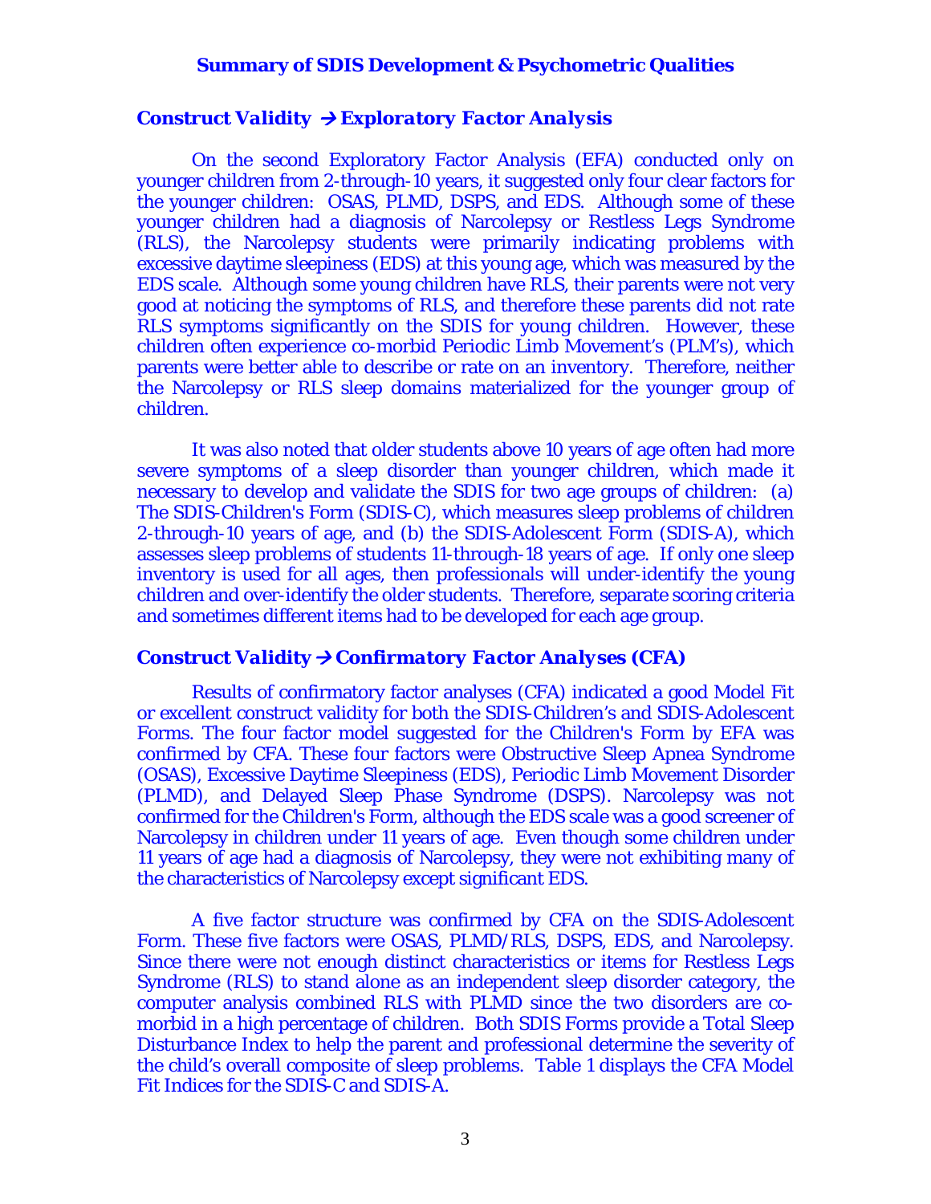## Summary of SDIS Development & Psychometric Qualities

### *Construct Validity → Exploratory Factor Analysis*

On the second Exploratory Factor Analysis (EFA) conducted only on younger children from 2-through-10 years, it suggested only four clear factors for the younger children: OSAS, PLMD, DSPS, and EDS. Although some of these younger children had a diagnosis of Narcolepsy or Restless Legs Syndrome (RLS), the Narcolepsy students were primarily indicating problems with excessive daytime sleepiness (EDS) at this young age, which was measured by the EDS scale. Although some young children have RLS, their parents were not very good at noticing the symptoms of RLS, and therefore these parents did not rate RLS symptoms significantly on the SDIS for young children. However, these children often experience co-morbid Periodic Limb Movement's (PLM's), which parents were better able to describe or rate on an inventory. Therefore, neither the Narcolepsy or RLS sleep domains materialized for the younger group of children.

It was also noted that older students above 10 years of age often had more severe symptoms of a sleep disorder than younger children, which made it necessary to develop and validate the SDIS for two age groups of children: (a) The SDIS-Children's Form (SDIS-C), which measures sleep problems of children 2-through-10 years of age, and (b) the SDIS-Adolescent Form (SDIS-A), which assesses sleep problems of students 11-through-18 years of age. If only one sleep inventory is used for all ages, then professionals will under-identify the young children and over-identify the older students. Therefore, separate scoring criteria and sometimes different items had to be developed for each age group.

### *Construct Validity → Confirmatory Factor Analyses (CFA)*

Results of confirmatory factor analyses (CFA) indicated a good Model Fit or excellent construct validity for both the SDIS-Children's and SDIS-Adolescent Forms. The four factor model suggested for the Children's Form by EFA was confirmed by CFA. These four factors were Obstructive Sleep Apnea Syndrome (OSAS), Excessive Daytime Sleepiness (EDS), Periodic Limb Movement Disorder (PLMD), and Delayed Sleep Phase Syndrome (DSPS). Narcolepsy was not confirmed for the Children's Form, although the EDS scale was a good screener of Narcolepsy in children under 11 years of age. Even though some children under 11 years of age had a diagnosis of Narcolepsy, they were not exhibiting many of the characteristics of Narcolepsy except significant EDS.

A five factor structure was confirmed by CFA on the SDIS-Adolescent Form. These five factors were OSAS, PLMD/RLS, DSPS, EDS, and Narcolepsy. Since there were not enough distinct characteristics or items for Restless Legs Syndrome (RLS) to stand alone as an independent sleep disorder category, the computer analysis combined RLS with PLMD since the two disorders are co-morbid in a high percentage of children. Both SDIS Forms provide a Total Sleep Disturbance Index to help the parent and professional determine the severity of the child's overall composite of sleep problems. Table 1 displays the CFA Model Fit Indices for the SDIS-C and SDIS-A.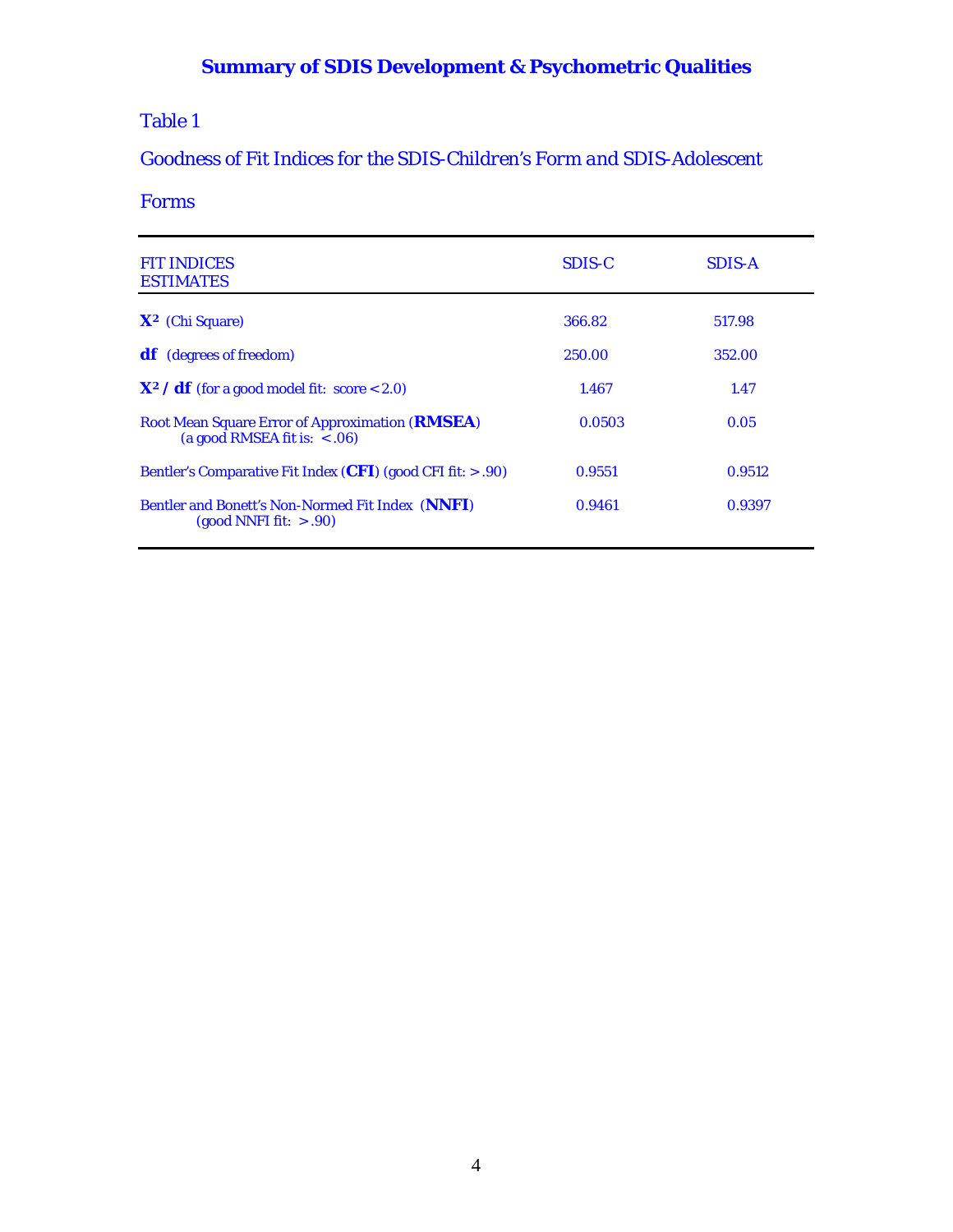# Summary of SDIS Development & Psychometric Qualities

Table 1

*Goodness of Fit Indices for the SDIS-Children's Form and SDIS-Adolescent Forms*

| FIT INDICES ESTIMATES | SDIS-C | SDIS-A |
|---|---|---|
| **$X^2$** (Chi Square) | 366.82 | 517.98 |
| **df** (degrees of freedom) | 250.00 | 352.00 |
| **$X^2$ / df** (for a good model fit: score < 2.0) | 1.467 | 1.47 |
| Root Mean Square Error of Approximation (**RMSEA**) (a good RMSEA fit is: < .06) | 0.0503 | 0.05 |
| Bentler's Comparative Fit Index (**CFI**) (good CFI fit: > .90) | 0.9551 | 0.9512 |
| Bentler and Bonett's Non-Normed Fit Index (**NNFI**) (good NNFI fit: > .90) | 0.9461 | 0.9397 |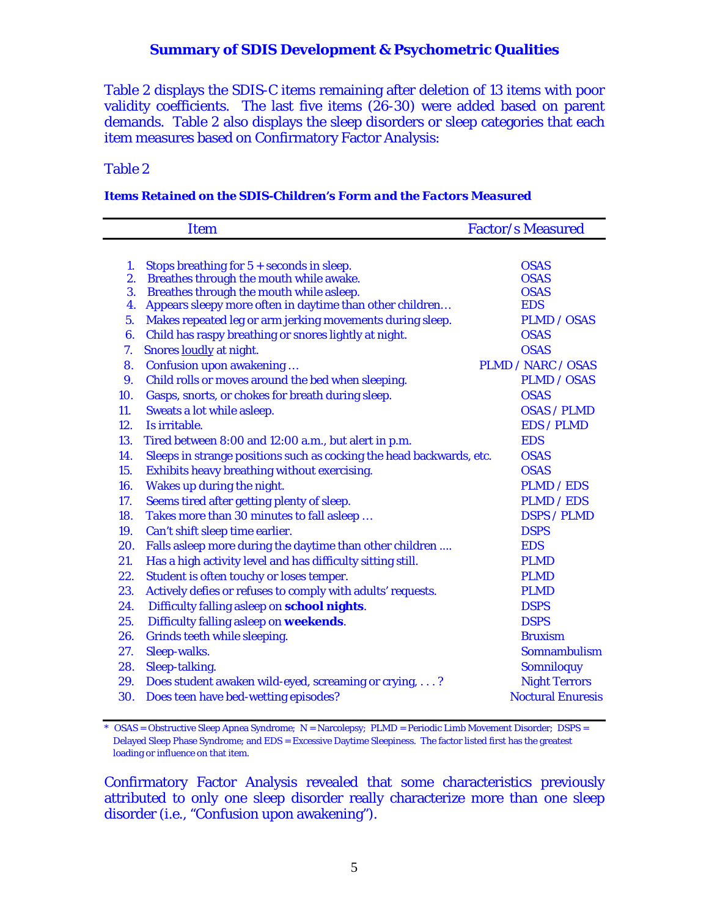## Summary of SDIS Development & Psychometric Qualities

Table 2 displays the SDIS-C items remaining after deletion of 13 items with poor validity coefficients. The last five items (26-30) were added based on parent demands. Table 2 also displays the sleep disorders or sleep categories that each item measures based on Confirmatory Factor Analysis:

Table 2

***Items Retained on the SDIS-Children's Form and the Factors Measured***

| Item | Factor/s Measured |
|---|---|
| 1. Stops breathing for 5 + seconds in sleep. | OSAS |
| 2. Breathes through the mouth while awake. | OSAS |
| 3. Breathes through the mouth while asleep. | OSAS |
| 4. Appears sleepy more often in daytime than other children… | EDS |
| 5. Makes repeated leg or arm jerking movements during sleep. | PLMD / OSAS |
| 6. Child has raspy breathing or snores lightly at night. | OSAS |
| 7. Snores <u>loudly</u> at night. | OSAS |
| 8. Confusion upon awakening … | PLMD / NARC / OSAS |
| 9. Child rolls or moves around the bed when sleeping. | PLMD / OSAS |
| 10. Gasps, snorts, or chokes for breath during sleep. | OSAS |
| 11. Sweats a lot while asleep. | OSAS / PLMD |
| 12. Is irritable. | EDS / PLMD |
| 13. Tired between 8:00 and 12:00 a.m., but alert in p.m. | EDS |
| 14. Sleeps in strange positions such as cocking the head backwards, etc. | OSAS |
| 15. Exhibits heavy breathing without exercising. | OSAS |
| 16. Wakes up during the night. | PLMD / EDS |
| 17. Seems tired after getting plenty of sleep. | PLMD / EDS |
| 18. Takes more than 30 minutes to fall asleep … | DSPS / PLMD |
| 19. Can't shift sleep time earlier. | DSPS |
| 20. Falls asleep more during the daytime than other children …. | EDS |
| 21. Has a high activity level and has difficulty sitting still. | PLMD |
| 22. Student is often touchy or loses temper. | PLMD |
| 23. Actively defies or refuses to comply with adults' requests. | PLMD |
| 24. Difficulty falling asleep on **school nights**. | DSPS |
| 25. Difficulty falling asleep on **weekends**. | DSPS |
| 26. Grinds teeth while sleeping. | Bruxism |
| 27. Sleep-walks. | Somnambulism |
| 28. Sleep-talking. | Somniloquy |
| 29. Does student awaken wild-eyed, screaming or crying, . . . ? | Night Terrors |
| 30. Does teen have bed-wetting episodes? | Noctural Enuresis |

\* OSAS = Obstructive Sleep Apnea Syndrome; N = Narcolepsy; PLMD = Periodic Limb Movement Disorder; DSPS = Delayed Sleep Phase Syndrome; and EDS = Excessive Daytime Sleepiness. The factor listed first has the greatest loading or influence on that item.

Confirmatory Factor Analysis revealed that some characteristics previously attributed to only one sleep disorder really characterize more than one sleep disorder (i.e., "Confusion upon awakening").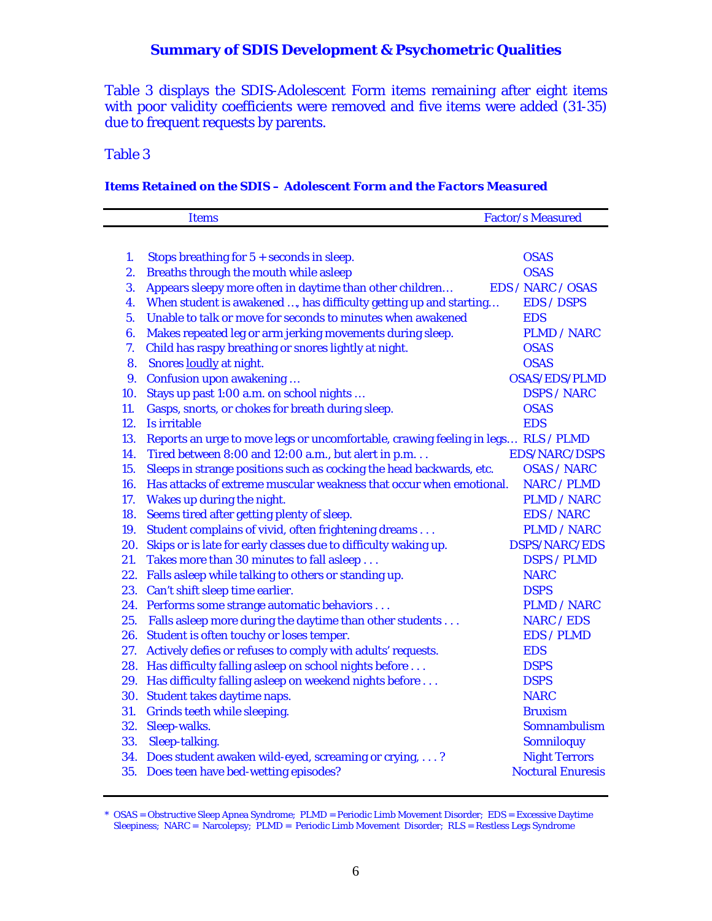## Summary of SDIS Development & Psychometric Qualities

Table 3 displays the SDIS-Adolescent Form items remaining after eight items with poor validity coefficients were removed and five items were added (31-35) due to frequent requests by parents.

Table 3

***Items Retained on the SDIS – Adolescent Form and the Factors Measured***

| | Items | Factor/s Measured |
|---|---|---|
| 1. | Stops breathing for 5 + seconds in sleep. | OSAS |
| 2. | Breaths through the mouth while asleep | OSAS |
| 3. | Appears sleepy more often in daytime than other children… | EDS / NARC / OSAS |
| 4. | When student is awakened …, has difficulty getting up and starting… | EDS / DSPS |
| 5. | Unable to talk or move for seconds to minutes when awakened | EDS |
| 6. | Makes repeated leg or arm jerking movements during sleep. | PLMD / NARC |
| 7. | Child has raspy breathing or snores lightly at night. | OSAS |
| 8. | Snores <u>loudly</u> at night. | OSAS |
| 9. | Confusion upon awakening … | OSAS/EDS/PLMD |
| 10. | Stays up past 1:00 a.m. on school nights … | DSPS / NARC |
| 11. | Gasps, snorts, or chokes for breath during sleep. | OSAS |
| 12. | Is irritable | EDS |
| 13. | Reports an urge to move legs or uncomfortable, crawing feeling in legs… | RLS / PLMD |
| 14. | Tired between 8:00 and 12:00 a.m., but alert in p.m. . . | EDS/NARC/DSPS |
| 15. | Sleeps in strange positions such as cocking the head backwards, etc. | OSAS / NARC |
| 16. | Has attacks of extreme muscular weakness that occur when emotional. | NARC / PLMD |
| 17. | Wakes up during the night. | PLMD / NARC |
| 18. | Seems tired after getting plenty of sleep. | EDS / NARC |
| 19. | Student complains of vivid, often frightening dreams . . . | PLMD / NARC |
| 20. | Skips or is late for early classes due to difficulty waking up. | DSPS/NARC/EDS |
| 21. | Takes more than 30 minutes to fall asleep . . . | DSPS / PLMD |
| 22. | Falls asleep while talking to others or standing up. | NARC |
| 23. | Can't shift sleep time earlier. | DSPS |
| 24. | Performs some strange automatic behaviors . . . | PLMD / NARC |
| 25. | Falls asleep more during the daytime than other students . . . | NARC / EDS |
| 26. | Student is often touchy or loses temper. | EDS / PLMD |
| 27. | Actively defies or refuses to comply with adults' requests. | EDS |
| 28. | Has difficulty falling asleep on school nights before . . . | DSPS |
| 29. | Has difficulty falling asleep on weekend nights before . . . | DSPS |
| 30. | Student takes daytime naps. | NARC |
| 31. | Grinds teeth while sleeping. | Bruxism |
| 32. | Sleep-walks. | Somnambulism |
| 33. | Sleep-talking. | Somniloquy |
| 34. | Does student awaken wild-eyed, screaming or crying, . . . ? | Night Terrors |
| 35. | Does teen have bed-wetting episodes? | Noctural Enuresis |

\* OSAS = Obstructive Sleep Apnea Syndrome; PLMD = Periodic Limb Movement Disorder; EDS = Excessive Daytime Sleepiness; NARC = Narcolepsy; PLMD = Periodic Limb Movement Disorder; RLS = Restless Legs Syndrome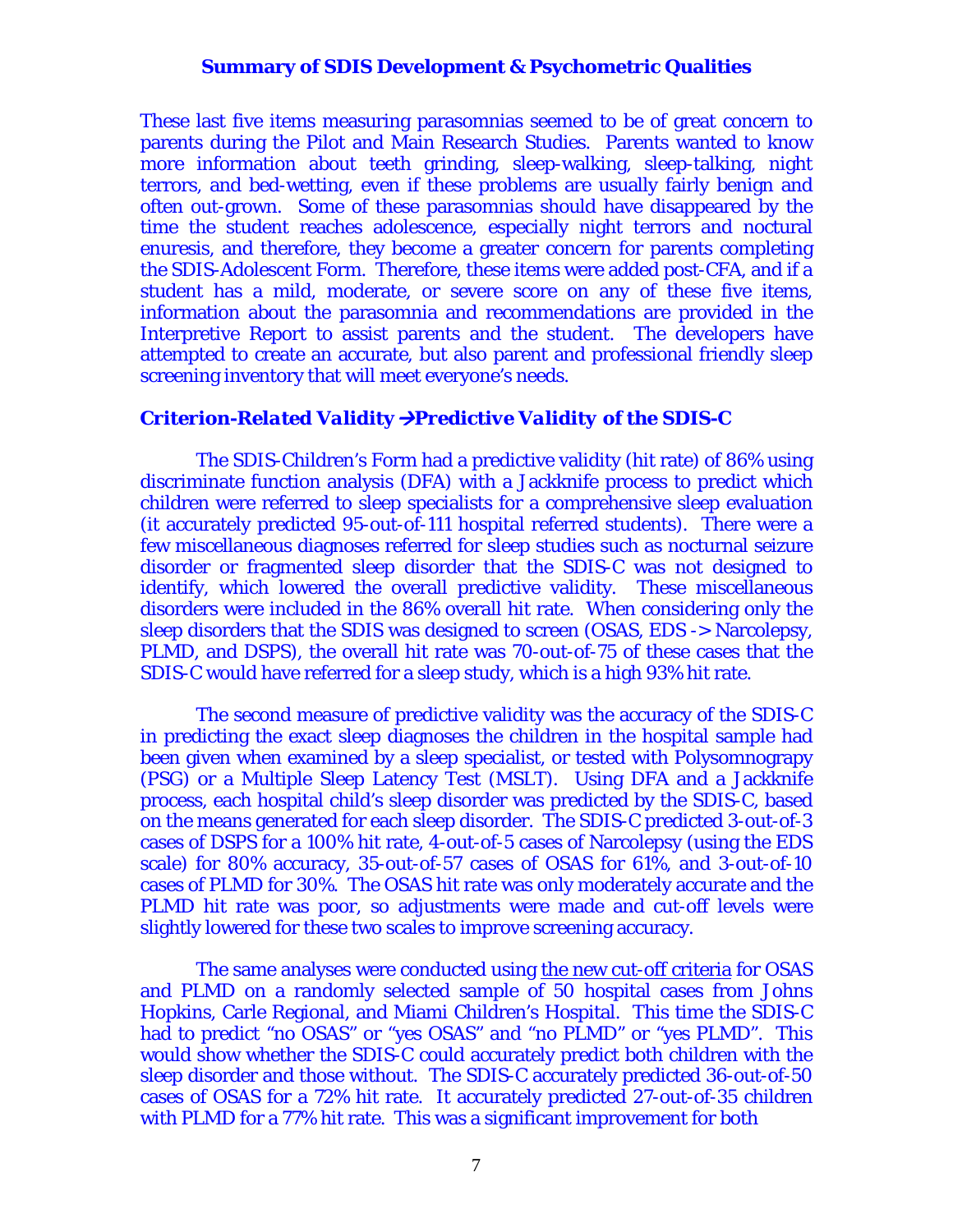These last five items measuring parasomnias seemed to be of great concern to parents during the Pilot and Main Research Studies. Parents wanted to know more information about teeth grinding, sleep-walking, sleep-talking, night terrors, and bed-wetting, even if these problems are usually fairly benign and often out-grown. Some of these parasomnias should have disappeared by the time the student reaches adolescence, especially night terrors and noctural enuresis, and therefore, they become a greater concern for parents completing the SDIS-Adolescent Form. Therefore, these items were added post-CFA, and if a student has a mild, moderate, or severe score on any of these five items, information about the parasomnia and recommendations are provided in the Interpretive Report to assist parents and the student. The developers have attempted to create an accurate, but also parent and professional friendly sleep screening inventory that will meet everyone's needs.

### *Criterion-Related Validity →Predictive Validity of the SDIS-C*

The SDIS-Children's Form had a predictive validity (hit rate) of 86% using discriminate function analysis (DFA) with a Jackknife process to predict which children were referred to sleep specialists for a comprehensive sleep evaluation (it accurately predicted 95-out-of-111 hospital referred students). There were a few miscellaneous diagnoses referred for sleep studies such as nocturnal seizure disorder or fragmented sleep disorder that the SDIS-C was not designed to identify, which lowered the overall predictive validity. These miscellaneous disorders were included in the 86% overall hit rate. When considering only the sleep disorders that the SDIS was designed to screen (OSAS, EDS -> Narcolepsy, PLMD, and DSPS), the overall hit rate was 70-out-of-75 of these cases that the SDIS-C would have referred for a sleep study, which is a high 93% hit rate.

The second measure of predictive validity was the accuracy of the SDIS-C in predicting the exact sleep diagnoses the children in the hospital sample had been given when examined by a sleep specialist, or tested with Polysomnograpy (PSG) or a Multiple Sleep Latency Test (MSLT). Using DFA and a Jackknife process, each hospital child's sleep disorder was predicted by the SDIS-C, based on the means generated for each sleep disorder. The SDIS-C predicted 3-out-of-3 cases of DSPS for a 100% hit rate, 4-out-of-5 cases of Narcolepsy (using the EDS scale) for 80% accuracy, 35-out-of-57 cases of OSAS for 61%, and 3-out-of-10 cases of PLMD for 30%. The OSAS hit rate was only moderately accurate and the PLMD hit rate was poor, so adjustments were made and cut-off levels were slightly lowered for these two scales to improve screening accuracy.

The same analyses were conducted using <u>the new cut-off criteria</u> for OSAS and PLMD on a randomly selected sample of 50 hospital cases from Johns Hopkins, Carle Regional, and Miami Children's Hospital. This time the SDIS-C had to predict "no OSAS" or "yes OSAS" and "no PLMD" or "yes PLMD". This would show whether the SDIS-C could accurately predict both children with the sleep disorder and those without. The SDIS-C accurately predicted 36-out-of-50 cases of OSAS for a 72% hit rate. It accurately predicted 27-out-of-35 children with PLMD for a 77% hit rate. This was a significant improvement for both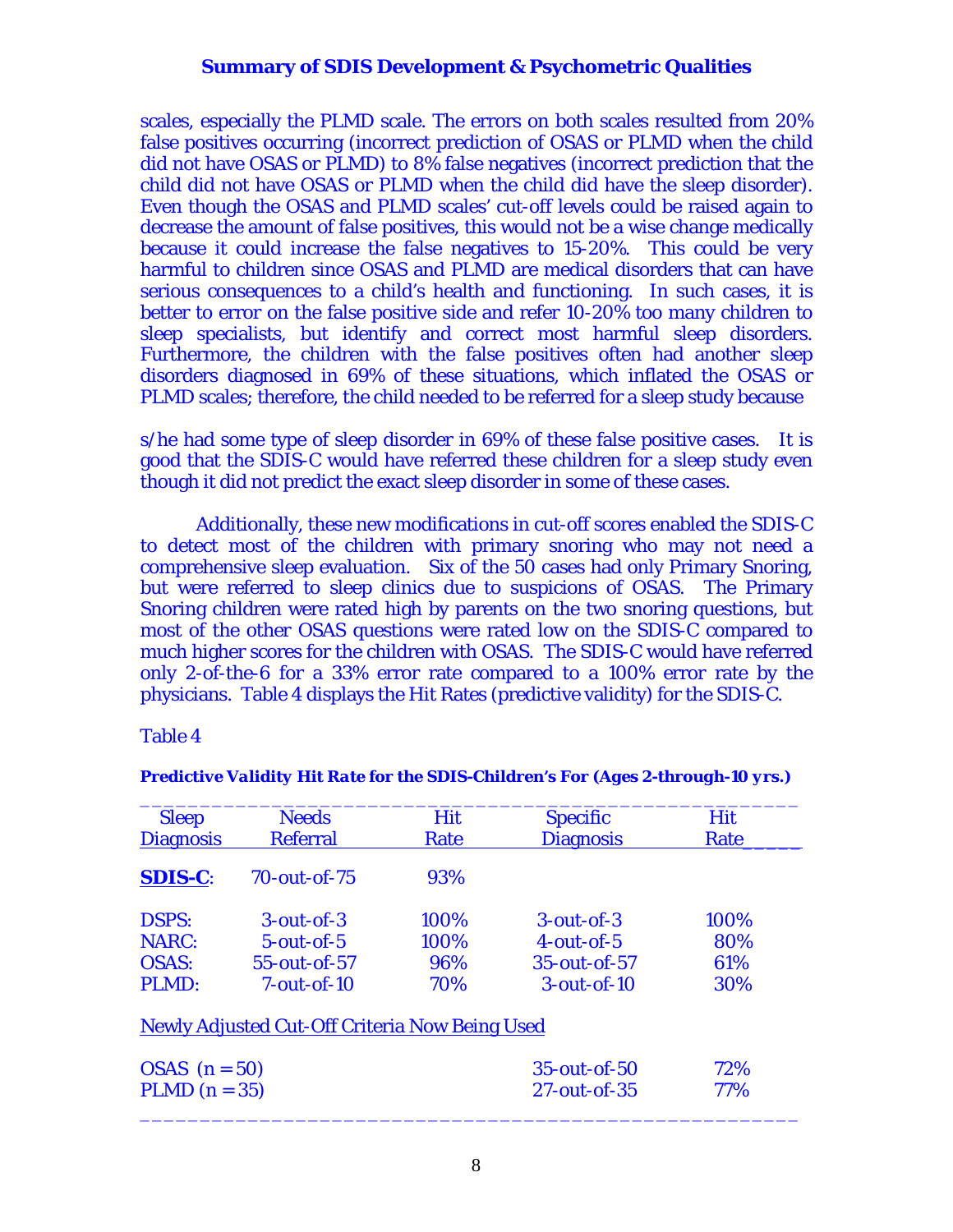scales, especially the PLMD scale. The errors on both scales resulted from 20% false positives occurring (incorrect prediction of OSAS or PLMD when the child did not have OSAS or PLMD) to 8% false negatives (incorrect prediction that the child did not have OSAS or PLMD when the child did have the sleep disorder). Even though the OSAS and PLMD scales' cut-off levels could be raised again to decrease the amount of false positives, this would not be a wise change medically because it could increase the false negatives to 15-20%. This could be very harmful to children since OSAS and PLMD are medical disorders that can have serious consequences to a child's health and functioning. In such cases, it is better to error on the false positive side and refer 10-20% too many children to sleep specialists, but identify and correct most harmful sleep disorders. Furthermore, the children with the false positives often had another sleep disorders diagnosed in 69% of these situations, which inflated the OSAS or PLMD scales; therefore, the child needed to be referred for a sleep study because s/he had some type of sleep disorder in 69% of these false positive cases. It is good that the SDIS-C would have referred these children for a sleep study even though it did not predict the exact sleep disorder in some of these cases.

Additionally, these new modifications in cut-off scores enabled the SDIS-C to detect most of the children with primary snoring who may not need a comprehensive sleep evaluation. Six of the 50 cases had only Primary Snoring, but were referred to sleep clinics due to suspicions of OSAS. The Primary Snoring children were rated high by parents on the two snoring questions, but most of the other OSAS questions were rated low on the SDIS-C compared to much higher scores for the children with OSAS. The SDIS-C would have referred only 2-of-the-6 for a 33% error rate compared to a 100% error rate by the physicians. Table 4 displays the Hit Rates (predictive validity) for the SDIS-C.

Table 4

***Predictive Validity Hit Rate for the SDIS-Children's For (Ages 2-through-10 yrs.)***

| Sleep Diagnosis | Needs Referral | Hit Rate | Specific Diagnosis | Hit Rate |
|---|---|---|---|---|
| **SDIS-C**: | 70-out-of-75 | 93% | | |
| DSPS: | 3-out-of-3 | 100% | 3-out-of-3 | 100% |
| NARC: | 5-out-of-5 | 100% | 4-out-of-5 | 80% |
| OSAS: | 55-out-of-57 | 96% | 35-out-of-57 | 61% |
| PLMD: | 7-out-of-10 | 70% | 3-out-of-10 | 30% |
| Newly Adjusted Cut-Off Criteria Now Being Used | | | | |
| OSAS (n = 50) | | | 35-out-of-50 | 72% |
| PLMD (n = 35) | | | 27-out-of-35 | 77% |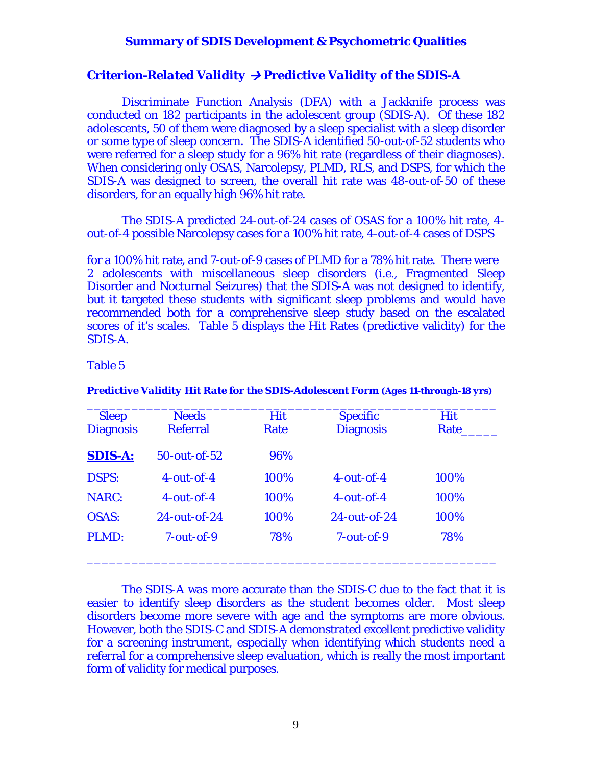## Summary of SDIS Development & Psychometric Qualities

### *Criterion-Related Validity → Predictive Validity of the SDIS-A*

Discriminate Function Analysis (DFA) with a Jackknife process was conducted on 182 participants in the adolescent group (SDIS-A). Of these 182 adolescents, 50 of them were diagnosed by a sleep specialist with a sleep disorder or some type of sleep concern. The SDIS-A identified 50-out-of-52 students who were referred for a sleep study for a 96% hit rate (regardless of their diagnoses). When considering only OSAS, Narcolepsy, PLMD, RLS, and DSPS, for which the SDIS-A was designed to screen, the overall hit rate was 48-out-of-50 of these disorders, for an equally high 96% hit rate.

The SDIS-A predicted 24-out-of-24 cases of OSAS for a 100% hit rate, 4-out-of-4 possible Narcolepsy cases for a 100% hit rate, 4-out-of-4 cases of DSPS for a 100% hit rate, and 7-out-of-9 cases of PLMD for a 78% hit rate. There were 2 adolescents with miscellaneous sleep disorders (i.e., Fragmented Sleep Disorder and Nocturnal Seizures) that the SDIS-A was not designed to identify, but it targeted these students with significant sleep problems and would have recommended both for a comprehensive sleep study based on the escalated scores of it's scales. Table 5 displays the Hit Rates (predictive validity) for the SDIS-A.

Table 5

***Predictive Validity Hit Rate for the SDIS-Adolescent Form** **(Ages 11-through-18 yrs)***

| Sleep Diagnosis | Needs Referral | Hit Rate | Specific Diagnosis | Hit Rate |
|---|---|---|---|---|
| **SDIS-A:** | 50-out-of-52 | 96% | | |
| DSPS: | 4-out-of-4 | 100% | 4-out-of-4 | 100% |
| NARC: | 4-out-of-4 | 100% | 4-out-of-4 | 100% |
| OSAS: | 24-out-of-24 | 100% | 24-out-of-24 | 100% |
| PLMD: | 7-out-of-9 | 78% | 7-out-of-9 | 78% |

The SDIS-A was more accurate than the SDIS-C due to the fact that it is easier to identify sleep disorders as the student becomes older. Most sleep disorders become more severe with age and the symptoms are more obvious. However, both the SDIS-C and SDIS-A demonstrated excellent predictive validity for a screening instrument, especially when identifying which students need a referral for a comprehensive sleep evaluation, which is really the most important form of validity for medical purposes.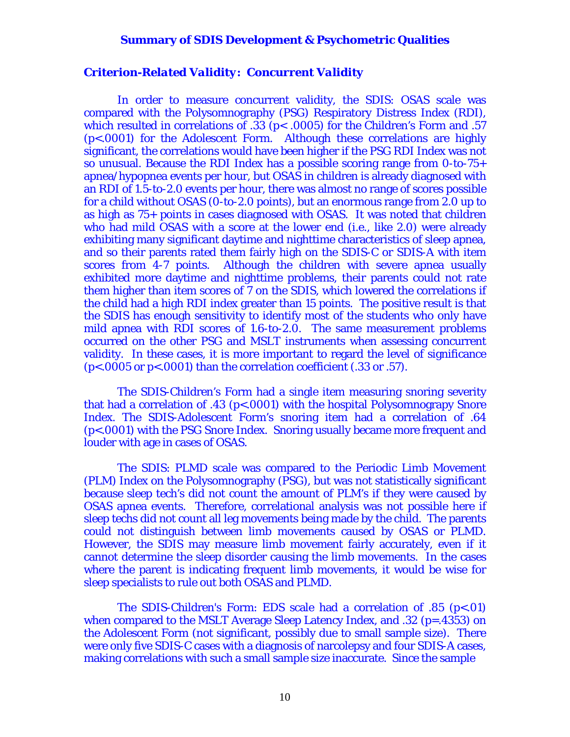## Summary of SDIS Development & Psychometric Qualities

### *Criterion-Related Validity: Concurrent Validity*

In order to measure concurrent validity, the SDIS: OSAS scale was compared with the Polysomnography (PSG) Respiratory Distress Index (RDI), which resulted in correlations of .33 ($p < .0005$) for the Children's Form and .57 ($p < .0001$) for the Adolescent Form. Although these correlations are highly significant, the correlations would have been higher if the PSG RDI Index was not so unusual. Because the RDI Index has a possible scoring range from 0-to-75+ apnea/hypopnea events per hour, but OSAS in children is already diagnosed with an RDI of 1.5-to-2.0 events per hour, there was almost no range of scores possible for a child without OSAS (0-to-2.0 points), but an enormous range from 2.0 up to as high as 75+ points in cases diagnosed with OSAS. It was noted that children who had mild OSAS with a score at the lower end (i.e., like 2.0) were already exhibiting many significant daytime and nighttime characteristics of sleep apnea, and so their parents rated them fairly high on the SDIS-C or SDIS-A with item scores from 4-7 points. Although the children with severe apnea usually exhibited more daytime and nighttime problems, their parents could not rate them higher than item scores of 7 on the SDIS, which lowered the correlations if the child had a high RDI index greater than 15 points. The positive result is that the SDIS has enough sensitivity to identify most of the students who only have mild apnea with RDI scores of 1.6-to-2.0. The same measurement problems occurred on the other PSG and MSLT instruments when assessing concurrent validity. In these cases, it is more important to regard the level of significance ($p < .0005$ or $p < .0001$) than the correlation coefficient (.33 or .57).

The SDIS-Children's Form had a single item measuring snoring severity that had a correlation of .43 ($p < .0001$) with the hospital Polysomnograpy Snore Index. The SDIS-Adolescent Form's snoring item had a correlation of .64 ($p < .0001$) with the PSG Snore Index. Snoring usually became more frequent and louder with age in cases of OSAS.

The SDIS: PLMD scale was compared to the Periodic Limb Movement (PLM) Index on the Polysomnography (PSG), but was not statistically significant because sleep tech's did not count the amount of PLM's if they were caused by OSAS apnea events. Therefore, correlational analysis was not possible here if sleep techs did not count all leg movements being made by the child. The parents could not distinguish between limb movements caused by OSAS or PLMD. However, the SDIS may measure limb movement fairly accurately, even if it cannot determine the sleep disorder causing the limb movements. In the cases where the parent is indicating frequent limb movements, it would be wise for sleep specialists to rule out both OSAS and PLMD.

The SDIS-Children's Form: EDS scale had a correlation of .85 ($p < .01$) when compared to the MSLT Average Sleep Latency Index, and .32 ($p = .4353$) on the Adolescent Form (not significant, possibly due to small sample size). There were only five SDIS-C cases with a diagnosis of narcolepsy and four SDIS-A cases, making correlations with such a small sample size inaccurate. Since the sample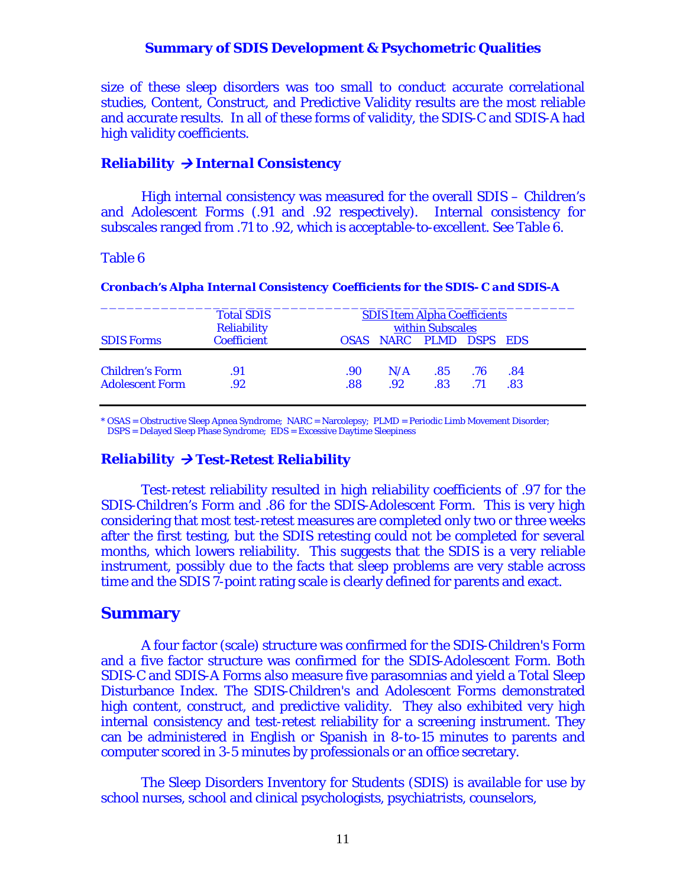size of these sleep disorders was too small to conduct accurate correlational studies, Content, Construct, and Predictive Validity results are the most reliable and accurate results. In all of these forms of validity, the SDIS-C and SDIS-A had high validity coefficients.

### *Reliability → Internal Consistency*

High internal consistency was measured for the overall SDIS – Children's and Adolescent Forms (.91 and .92 respectively). Internal consistency for subscales ranged from .71 to .92, which is acceptable-to-excellent. See Table 6.

Table 6

***Cronbach's Alpha Internal Consistency Coefficients for the SDIS- C and SDIS-A***

| SDIS Forms | Total SDIS Reliability Coefficient | SDIS Item Alpha Coefficients within Subscales | | | | |
|---|---|---|---|---|---|---|
| | | OSAS | NARC | PLMD | DSPS | EDS |
| Children's Form | .91 | .90 | N/A | .85 | .76 | .84 |
| Adolescent Form | .92 | .88 | .92 | .83 | .71 | .83 |

\* OSAS = Obstructive Sleep Apnea Syndrome; NARC = Narcolepsy; PLMD = Periodic Limb Movement Disorder; DSPS = Delayed Sleep Phase Syndrome; EDS = Excessive Daytime Sleepiness

### *Reliability → Test-Retest Reliability*

Test-retest reliability resulted in high reliability coefficients of .97 for the SDIS-Children's Form and .86 for the SDIS-Adolescent Form. This is very high considering that most test-retest measures are completed only two or three weeks after the first testing, but the SDIS retesting could not be completed for several months, which lowers reliability. This suggests that the SDIS is a very reliable instrument, possibly due to the facts that sleep problems are very stable across time and the SDIS 7-point rating scale is clearly defined for parents and exact.

## Summary

A four factor (scale) structure was confirmed for the SDIS-Children's Form and a five factor structure was confirmed for the SDIS-Adolescent Form. Both SDIS-C and SDIS-A Forms also measure five parasomnias and yield a Total Sleep Disturbance Index. The SDIS-Children's and Adolescent Forms demonstrated high content, construct, and predictive validity. They also exhibited very high internal consistency and test-retest reliability for a screening instrument. They can be administered in English or Spanish in 8-to-15 minutes to parents and computer scored in 3-5 minutes by professionals or an office secretary.

The Sleep Disorders Inventory for Students (SDIS) is available for use by school nurses, school and clinical psychologists, psychiatrists, counselors,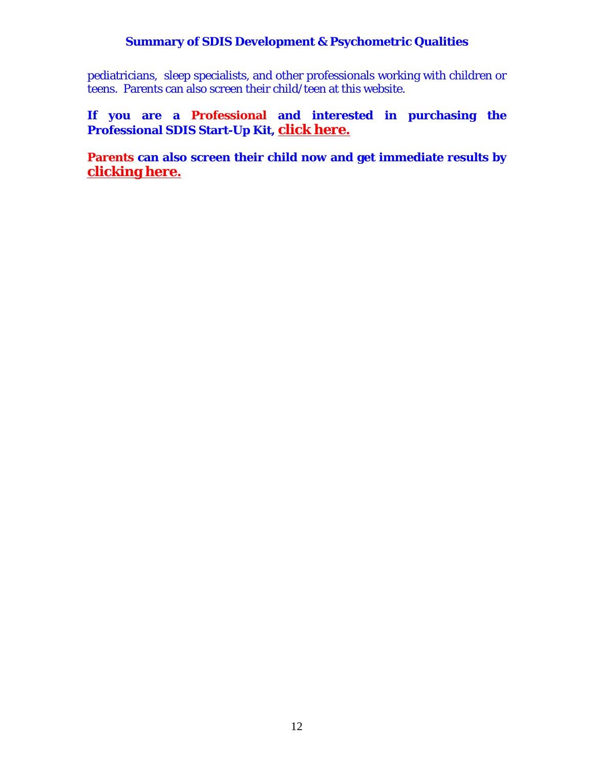pediatricians, sleep specialists, and other professionals working with children or teens. Parents can also screen their child/teen at this website.

**If you are a Professional and interested in purchasing the Professional SDIS Start-Up Kit, click here.**

**Parents can also screen their child now and get immediate results by clicking here.**